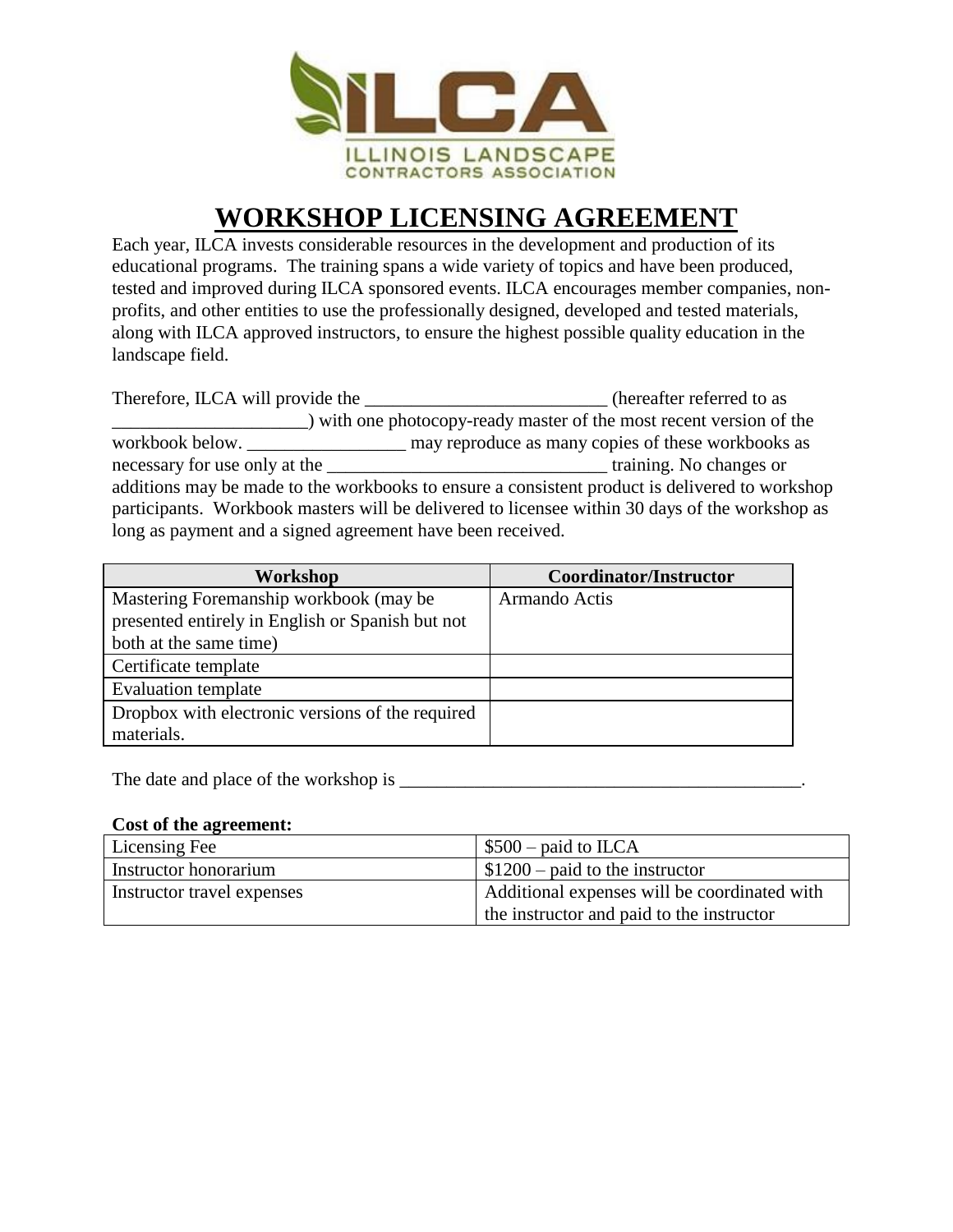ILLINOIS LANDSCAPE CONTRACTORS ASSOCIATION

# WORKSHOP LICENSING AGREEMENT

Each year, ILCA invests considerable resources in the development and production of its educational programs. The training spans a wide variety of topics and have been produced, tested and improved during ILCA sponsored events. ILCA encourages member companies, non-profits, and other entities to use the professionally designed, developed and tested materials, along with ILCA approved instructors, to ensure the highest possible quality education in the landscape field.

Therefore, ILCA will provide the __________________________ (hereafter referred to as _____________________) with one photocopy-ready master of the most recent version of the workbook below. _________________ may reproduce as many copies of these workbooks as necessary for use only at the ______________________________ training. No changes or additions may be made to the workbooks to ensure a consistent product is delivered to workshop participants. Workbook masters will be delivered to licensee within 30 days of the workshop as long as payment and a signed agreement have been received.

| Workshop | Coordinator/Instructor |
|---|---|
| Mastering Foremanship workbook (may be presented entirely in English or Spanish but not both at the same time) | Armando Actis |
| Certificate template | |
| Evaluation template | |
| Dropbox with electronic versions of the required materials. | |

The date and place of the workshop is ____________________________________________.

**Cost of the agreement:**

| | |
|---|---|
| Licensing Fee | $500 – paid to ILCA |
| Instructor honorarium | $1200 – paid to the instructor |
| Instructor travel expenses | Additional expenses will be coordinated with the instructor and paid to the instructor |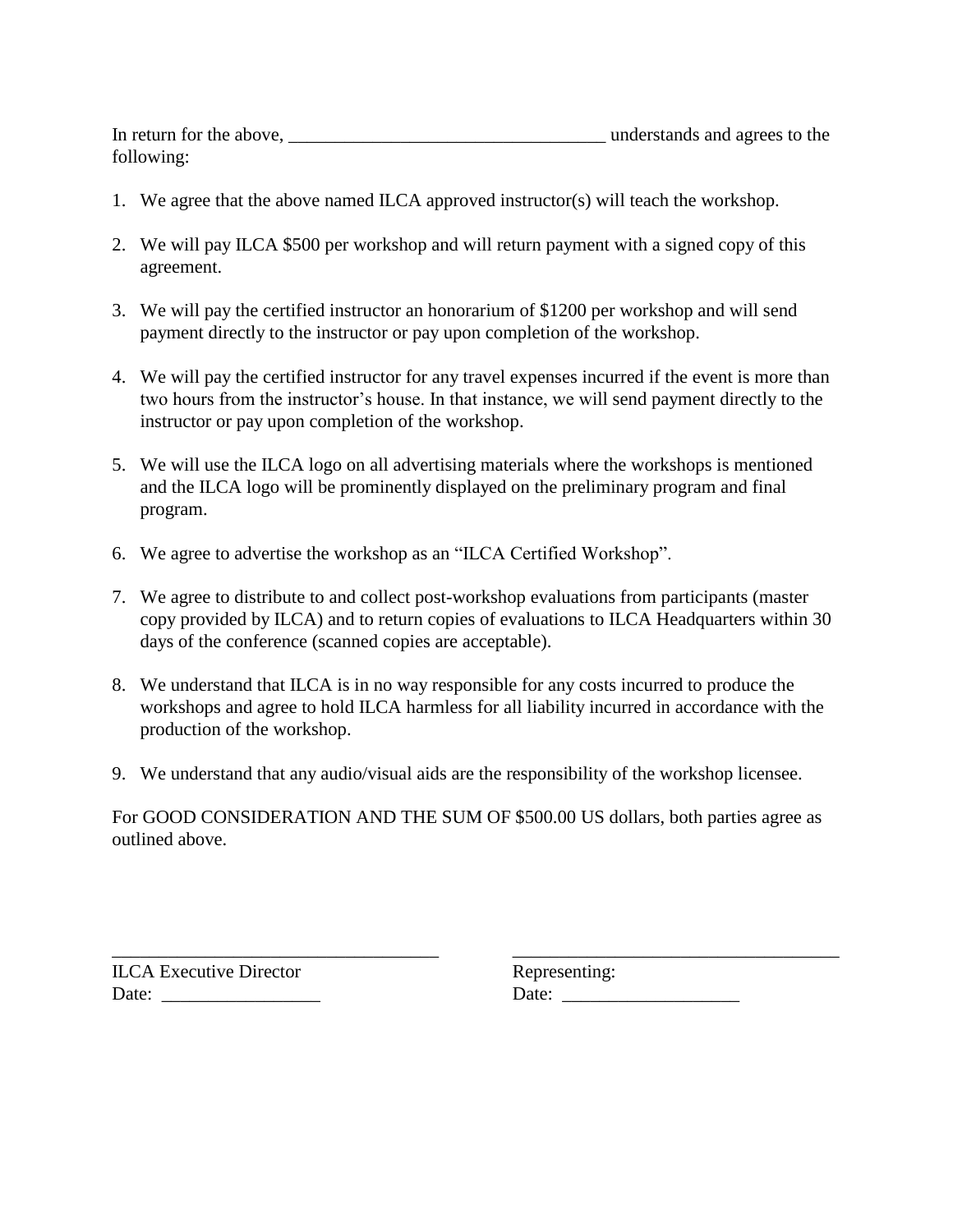In return for the above, __________________________________ understands and agrees to the following:

1. We agree that the above named ILCA approved instructor(s) will teach the workshop.

2. We will pay ILCA $500 per workshop and will return payment with a signed copy of this agreement.

3. We will pay the certified instructor an honorarium of $1200 per workshop and will send payment directly to the instructor or pay upon completion of the workshop.

4. We will pay the certified instructor for any travel expenses incurred if the event is more than two hours from the instructor's house. In that instance, we will send payment directly to the instructor or pay upon completion of the workshop.

5. We will use the ILCA logo on all advertising materials where the workshops is mentioned and the ILCA logo will be prominently displayed on the preliminary program and final program.

6. We agree to advertise the workshop as an "ILCA Certified Workshop".

7. We agree to distribute to and collect post-workshop evaluations from participants (master copy provided by ILCA) and to return copies of evaluations to ILCA Headquarters within 30 days of the conference (scanned copies are acceptable).

8. We understand that ILCA is in no way responsible for any costs incurred to produce the workshops and agree to hold ILCA harmless for all liability incurred in accordance with the production of the workshop.

9. We understand that any audio/visual aids are the responsibility of the workshop licensee.

For GOOD CONSIDERATION AND THE SUM OF $500.00 US dollars, both parties agree as outlined above.

____________________________________
ILCA Executive Director
Date: _________________

____________________________________
Representing:
Date: ___________________